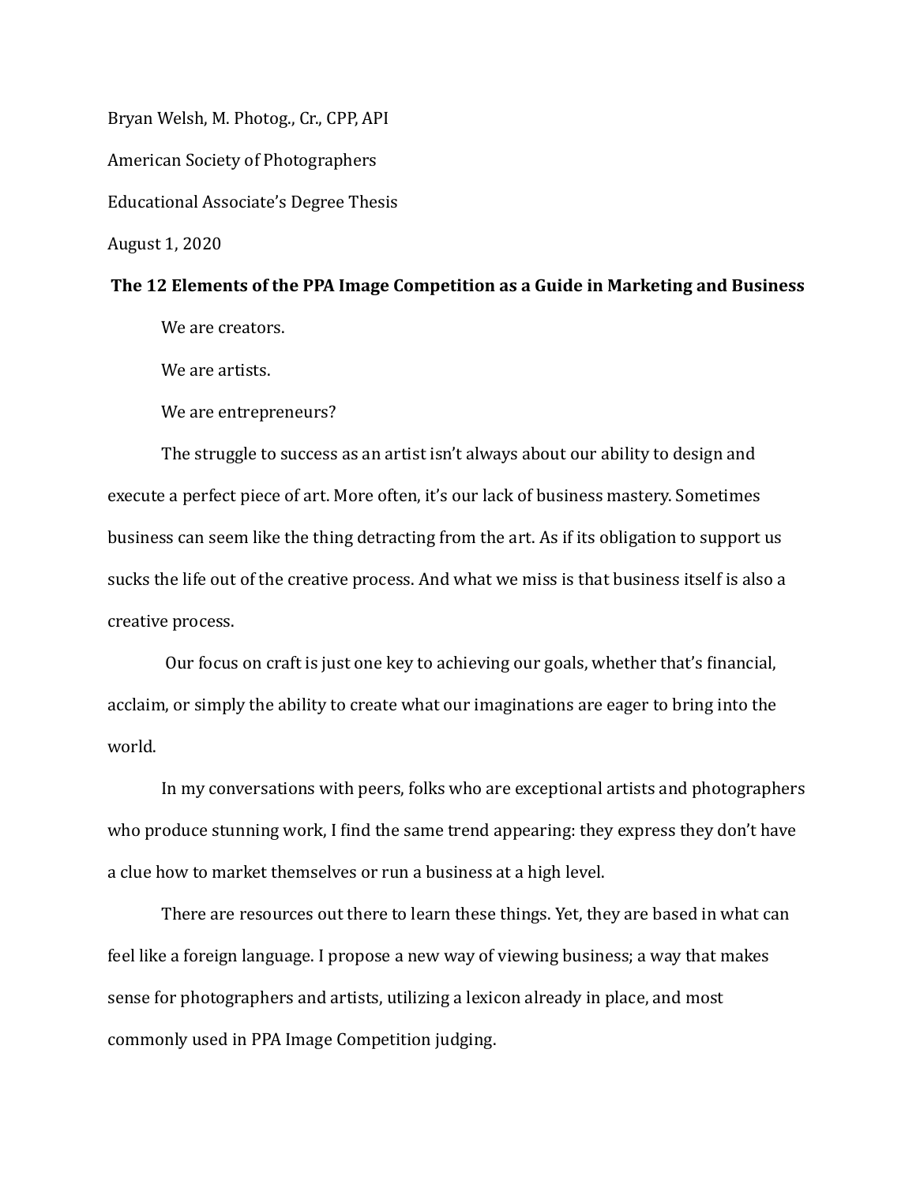Bryan Welsh, M. Photog., Cr., CPP, API

American Society of Photographers

Educational Associate's Degree Thesis

August 1, 2020

# The 12 Elements of the PPA Image Competition as a Guide in Marketing and Business

We are creators.

We are artists.

We are entrepreneurs?

The struggle to success as an artist isn't always about our ability to design and execute a perfect piece of art. More often, it's our lack of business mastery. Sometimes business can seem like the thing detracting from the art. As if its obligation to support us sucks the life out of the creative process. And what we miss is that business itself is also a creative process.

Our focus on craft is just one key to achieving our goals, whether that's financial, acclaim, or simply the ability to create what our imaginations are eager to bring into the world.

In my conversations with peers, folks who are exceptional artists and photographers who produce stunning work, I find the same trend appearing: they express they don't have a clue how to market themselves or run a business at a high level.

There are resources out there to learn these things. Yet, they are based in what can feel like a foreign language. I propose a new way of viewing business; a way that makes sense for photographers and artists, utilizing a lexicon already in place, and most commonly used in PPA Image Competition judging.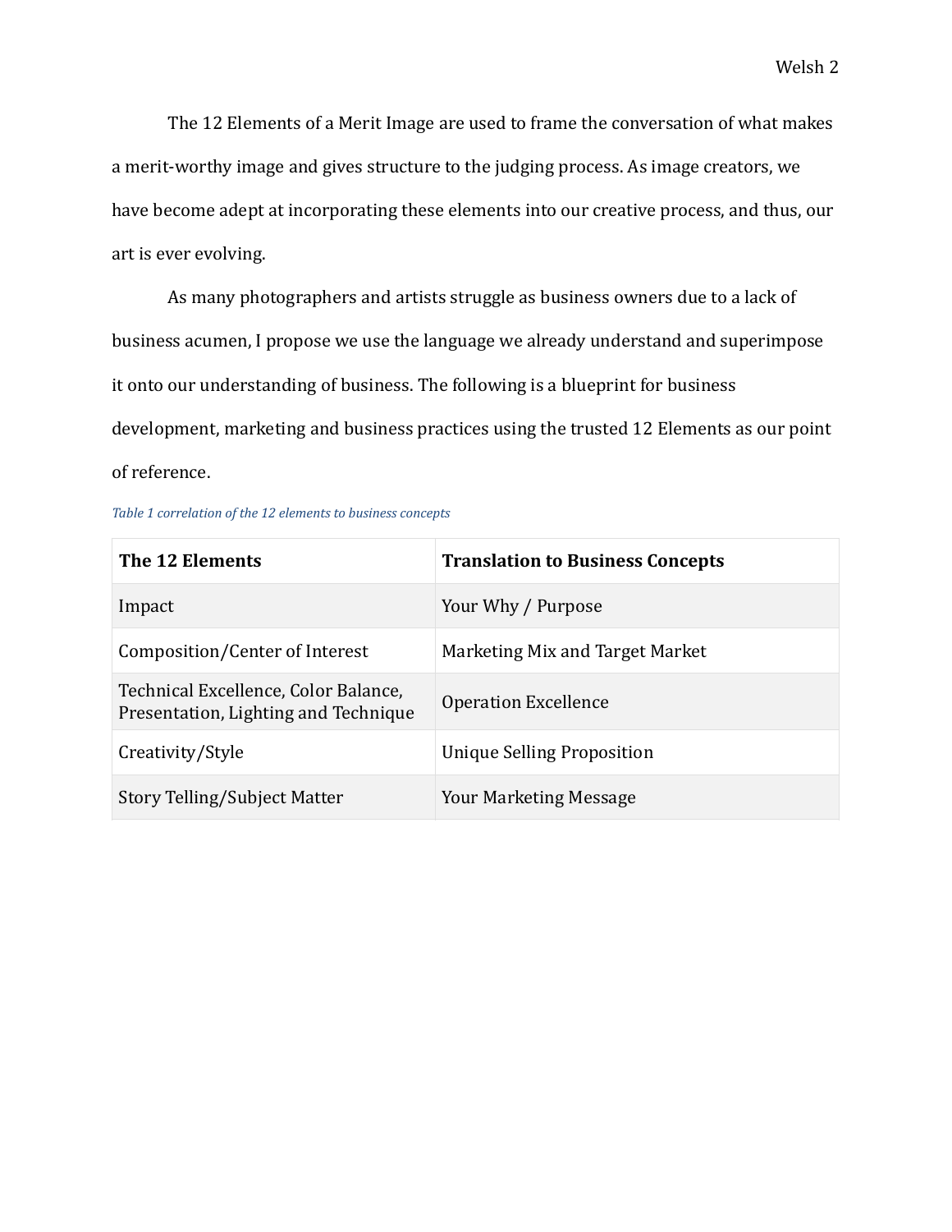The 12 Elements of a Merit Image are used to frame the conversation of what makes a merit-worthy image and gives structure to the judging process. As image creators, we have become adept at incorporating these elements into our creative process, and thus, our art is ever evolving.

As many photographers and artists struggle as business owners due to a lack of business acumen, I propose we use the language we already understand and superimpose it onto our understanding of business. The following is a blueprint for business development, marketing and business practices using the trusted 12 Elements as our point of reference.

*Table 1 correlation of the 12 elements to business concepts*

| **The 12 Elements** | **Translation to Business Concepts** |
| --- | --- |
| Impact | Your Why / Purpose |
| Composition/Center of Interest | Marketing Mix and Target Market |
| Technical Excellence, Color Balance, Presentation, Lighting and Technique | Operation Excellence |
| Creativity/Style | Unique Selling Proposition |
| Story Telling/Subject Matter | Your Marketing Message |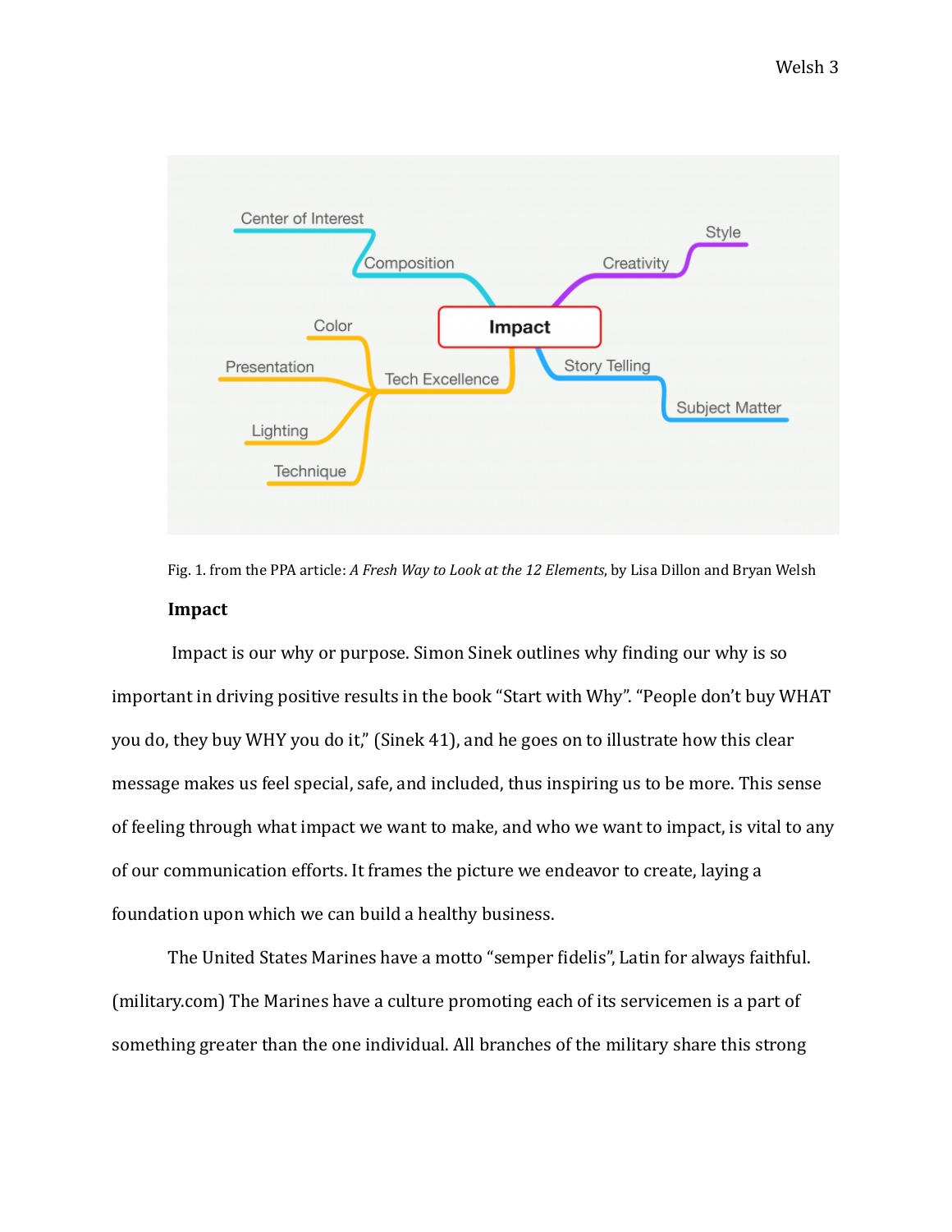Fig. 1. from the PPA article: *A Fresh Way to Look at the 12 Elements*, by Lisa Dillon and Bryan Welsh

**Impact**

Impact is our why or purpose. Simon Sinek outlines why finding our why is so important in driving positive results in the book "Start with Why". "People don't buy WHAT you do, they buy WHY you do it," (Sinek 41), and he goes on to illustrate how this clear message makes us feel special, safe, and included, thus inspiring us to be more. This sense of feeling through what impact we want to make, and who we want to impact, is vital to any of our communication efforts. It frames the picture we endeavor to create, laying a foundation upon which we can build a healthy business.

The United States Marines have a motto "semper fidelis", Latin for always faithful. (military.com) The Marines have a culture promoting each of its servicemen is a part of something greater than the one individual. All branches of the military share this strong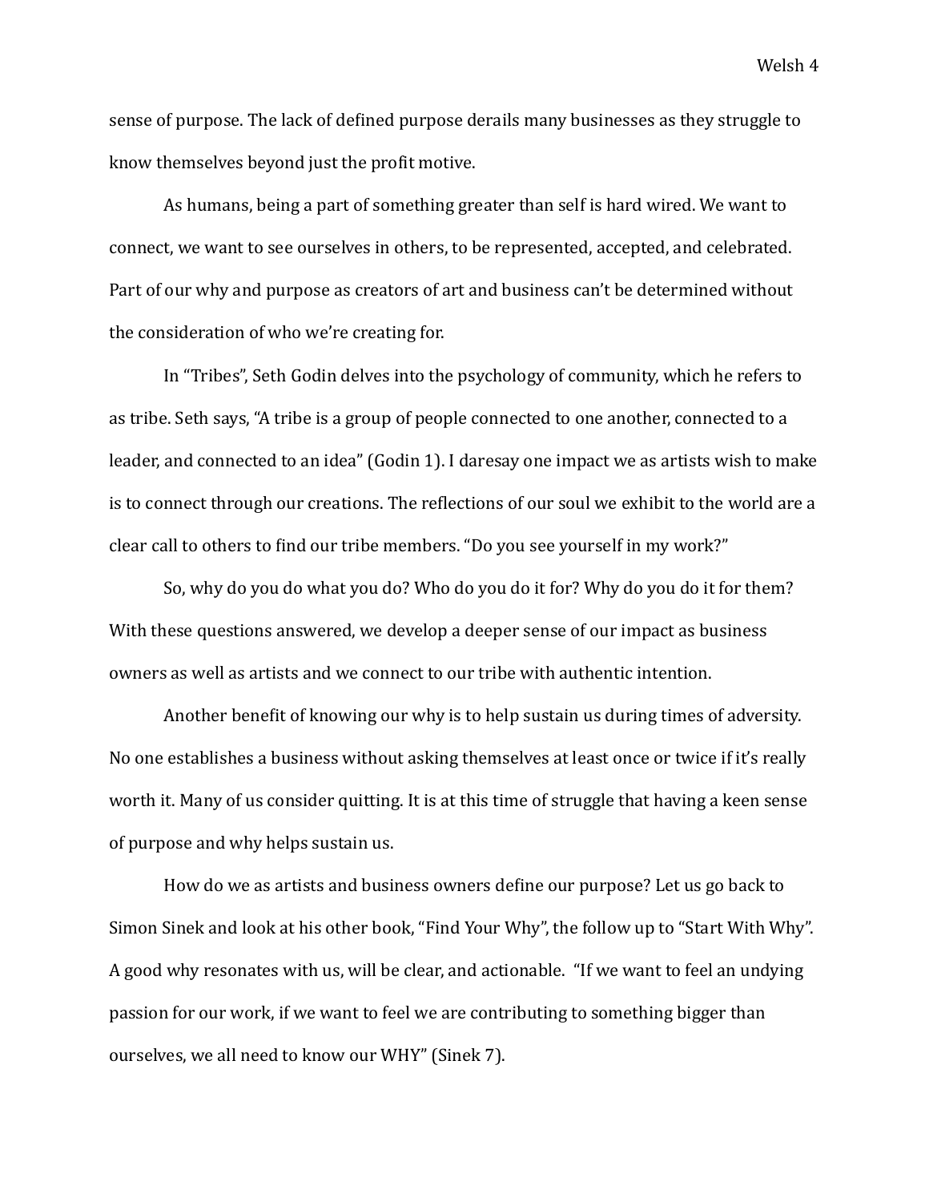sense of purpose. The lack of defined purpose derails many businesses as they struggle to know themselves beyond just the profit motive.

As humans, being a part of something greater than self is hard wired. We want to connect, we want to see ourselves in others, to be represented, accepted, and celebrated. Part of our why and purpose as creators of art and business can't be determined without the consideration of who we're creating for.

In "Tribes", Seth Godin delves into the psychology of community, which he refers to as tribe. Seth says, "A tribe is a group of people connected to one another, connected to a leader, and connected to an idea" (Godin 1). I daresay one impact we as artists wish to make is to connect through our creations. The reflections of our soul we exhibit to the world are a clear call to others to find our tribe members. "Do you see yourself in my work?"

So, why do you do what you do? Who do you do it for? Why do you do it for them? With these questions answered, we develop a deeper sense of our impact as business owners as well as artists and we connect to our tribe with authentic intention.

Another benefit of knowing our why is to help sustain us during times of adversity. No one establishes a business without asking themselves at least once or twice if it's really worth it. Many of us consider quitting. It is at this time of struggle that having a keen sense of purpose and why helps sustain us.

How do we as artists and business owners define our purpose? Let us go back to Simon Sinek and look at his other book, "Find Your Why", the follow up to "Start With Why". A good why resonates with us, will be clear, and actionable. "If we want to feel an undying passion for our work, if we want to feel we are contributing to something bigger than ourselves, we all need to know our WHY" (Sinek 7).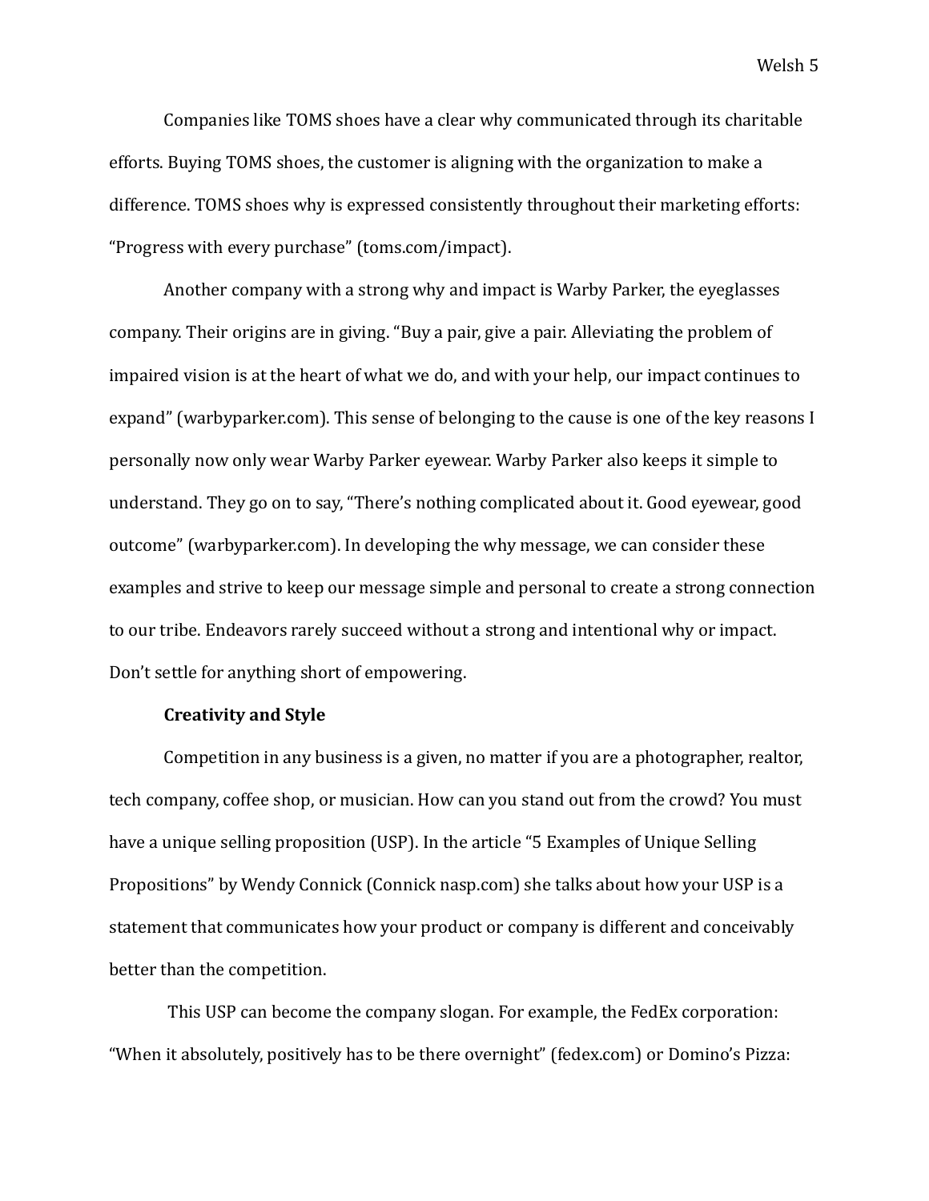Companies like TOMS shoes have a clear why communicated through its charitable efforts. Buying TOMS shoes, the customer is aligning with the organization to make a difference. TOMS shoes why is expressed consistently throughout their marketing efforts: "Progress with every purchase" (toms.com/impact).

Another company with a strong why and impact is Warby Parker, the eyeglasses company. Their origins are in giving. "Buy a pair, give a pair. Alleviating the problem of impaired vision is at the heart of what we do, and with your help, our impact continues to expand" (warbyparker.com). This sense of belonging to the cause is one of the key reasons I personally now only wear Warby Parker eyewear. Warby Parker also keeps it simple to understand. They go on to say, "There's nothing complicated about it. Good eyewear, good outcome" (warbyparker.com). In developing the why message, we can consider these examples and strive to keep our message simple and personal to create a strong connection to our tribe. Endeavors rarely succeed without a strong and intentional why or impact. Don't settle for anything short of empowering.

**Creativity and Style**

Competition in any business is a given, no matter if you are a photographer, realtor, tech company, coffee shop, or musician. How can you stand out from the crowd? You must have a unique selling proposition (USP). In the article "5 Examples of Unique Selling Propositions" by Wendy Connick (Connick nasp.com) she talks about how your USP is a statement that communicates how your product or company is different and conceivably better than the competition.

This USP can become the company slogan. For example, the FedEx corporation: "When it absolutely, positively has to be there overnight" (fedex.com) or Domino's Pizza: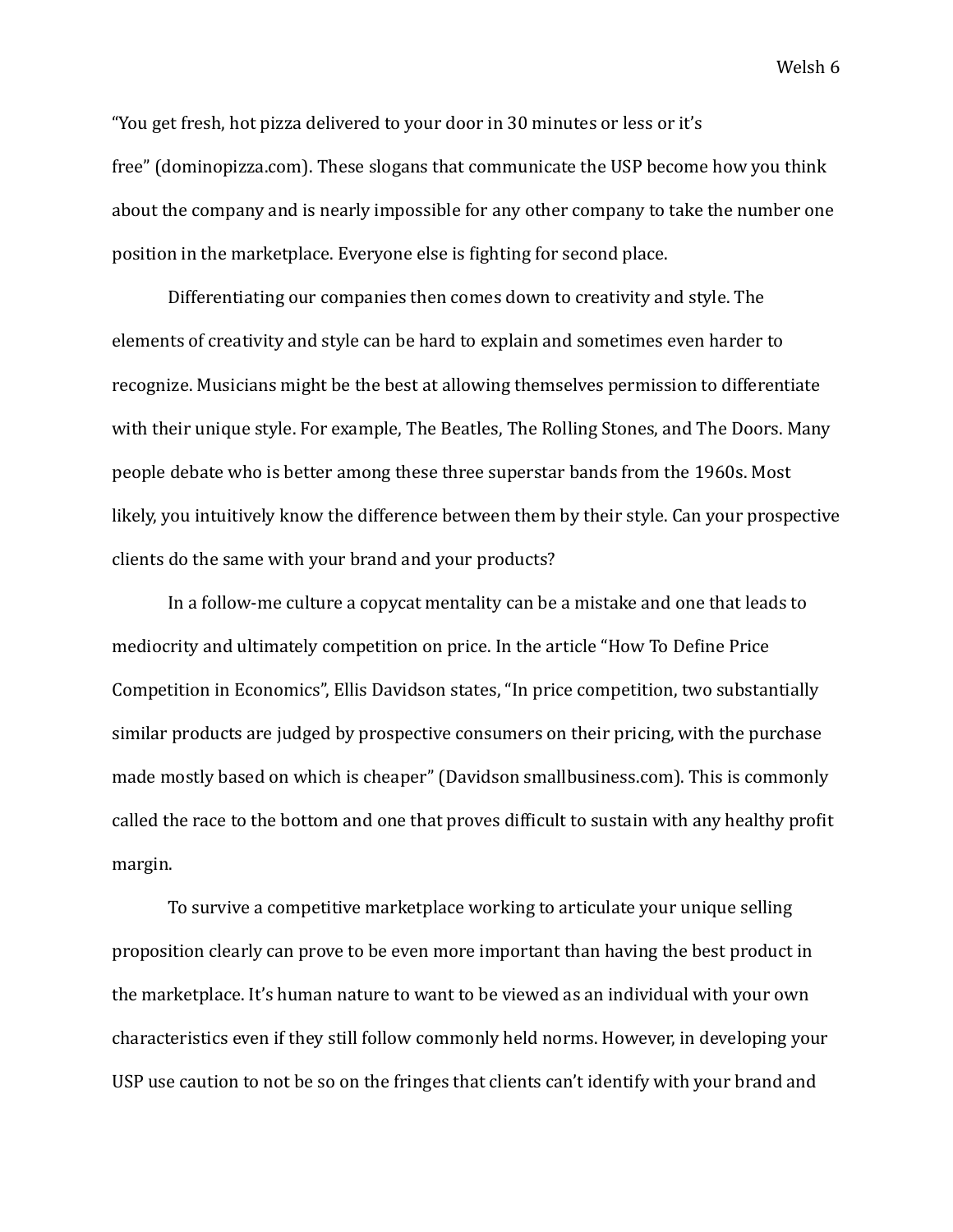"You get fresh, hot pizza delivered to your door in 30 minutes or less or it's free" (dominopizza.com). These slogans that communicate the USP become how you think about the company and is nearly impossible for any other company to take the number one position in the marketplace. Everyone else is fighting for second place.

Differentiating our companies then comes down to creativity and style. The elements of creativity and style can be hard to explain and sometimes even harder to recognize. Musicians might be the best at allowing themselves permission to differentiate with their unique style. For example, The Beatles, The Rolling Stones, and The Doors. Many people debate who is better among these three superstar bands from the 1960s. Most likely, you intuitively know the difference between them by their style. Can your prospective clients do the same with your brand and your products?

In a follow-me culture a copycat mentality can be a mistake and one that leads to mediocrity and ultimately competition on price. In the article "How To Define Price Competition in Economics", Ellis Davidson states, "In price competition, two substantially similar products are judged by prospective consumers on their pricing, with the purchase made mostly based on which is cheaper" (Davidson smallbusiness.com). This is commonly called the race to the bottom and one that proves difficult to sustain with any healthy profit margin.

To survive a competitive marketplace working to articulate your unique selling proposition clearly can prove to be even more important than having the best product in the marketplace. It's human nature to want to be viewed as an individual with your own characteristics even if they still follow commonly held norms. However, in developing your USP use caution to not be so on the fringes that clients can't identify with your brand and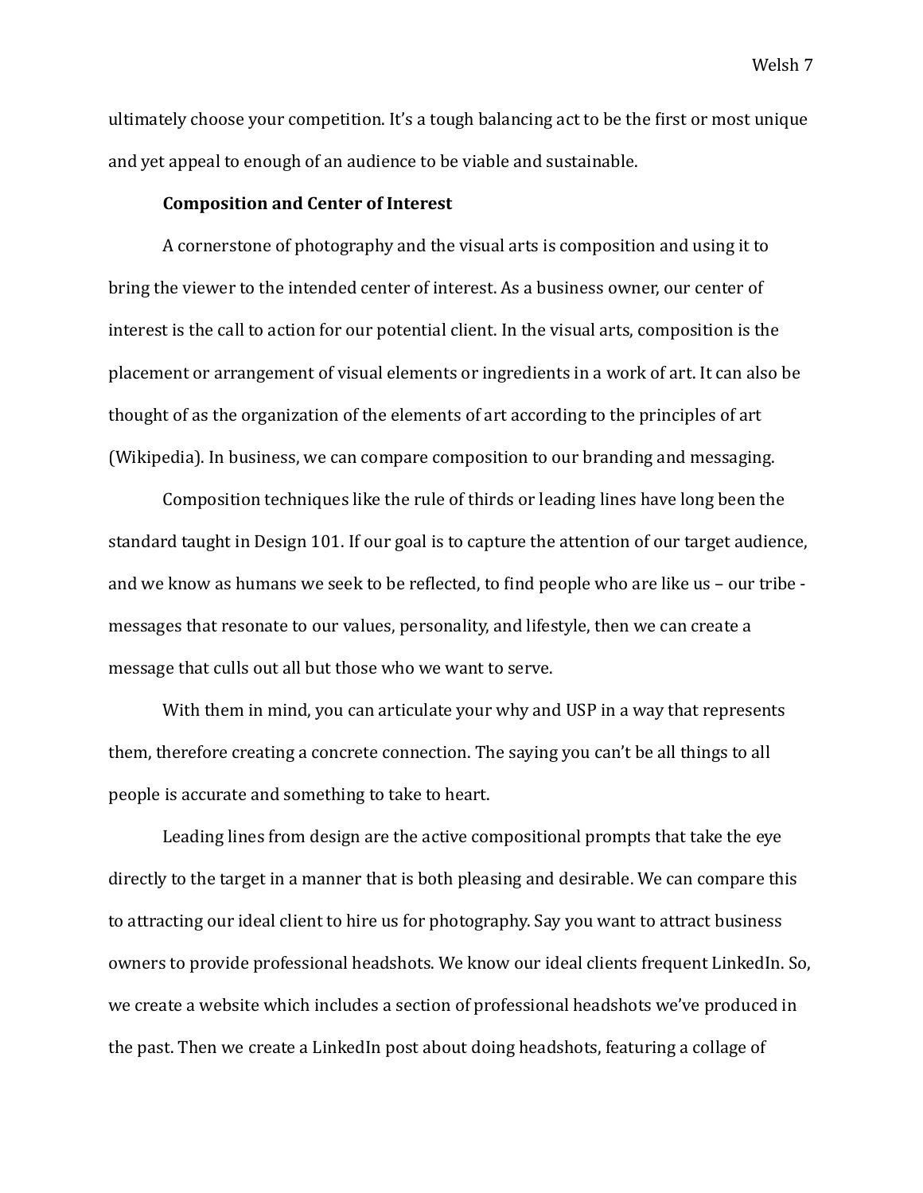ultimately choose your competition. It's a tough balancing act to be the first or most unique and yet appeal to enough of an audience to be viable and sustainable.

**Composition and Center of Interest**

A cornerstone of photography and the visual arts is composition and using it to bring the viewer to the intended center of interest. As a business owner, our center of interest is the call to action for our potential client. In the visual arts, composition is the placement or arrangement of visual elements or ingredients in a work of art. It can also be thought of as the organization of the elements of art according to the principles of art (Wikipedia). In business, we can compare composition to our branding and messaging.

Composition techniques like the rule of thirds or leading lines have long been the standard taught in Design 101. If our goal is to capture the attention of our target audience, and we know as humans we seek to be reflected, to find people who are like us – our tribe - messages that resonate to our values, personality, and lifestyle, then we can create a message that culls out all but those who we want to serve.

With them in mind, you can articulate your why and USP in a way that represents them, therefore creating a concrete connection. The saying you can't be all things to all people is accurate and something to take to heart.

Leading lines from design are the active compositional prompts that take the eye directly to the target in a manner that is both pleasing and desirable. We can compare this to attracting our ideal client to hire us for photography. Say you want to attract business owners to provide professional headshots. We know our ideal clients frequent LinkedIn. So, we create a website which includes a section of professional headshots we've produced in the past. Then we create a LinkedIn post about doing headshots, featuring a collage of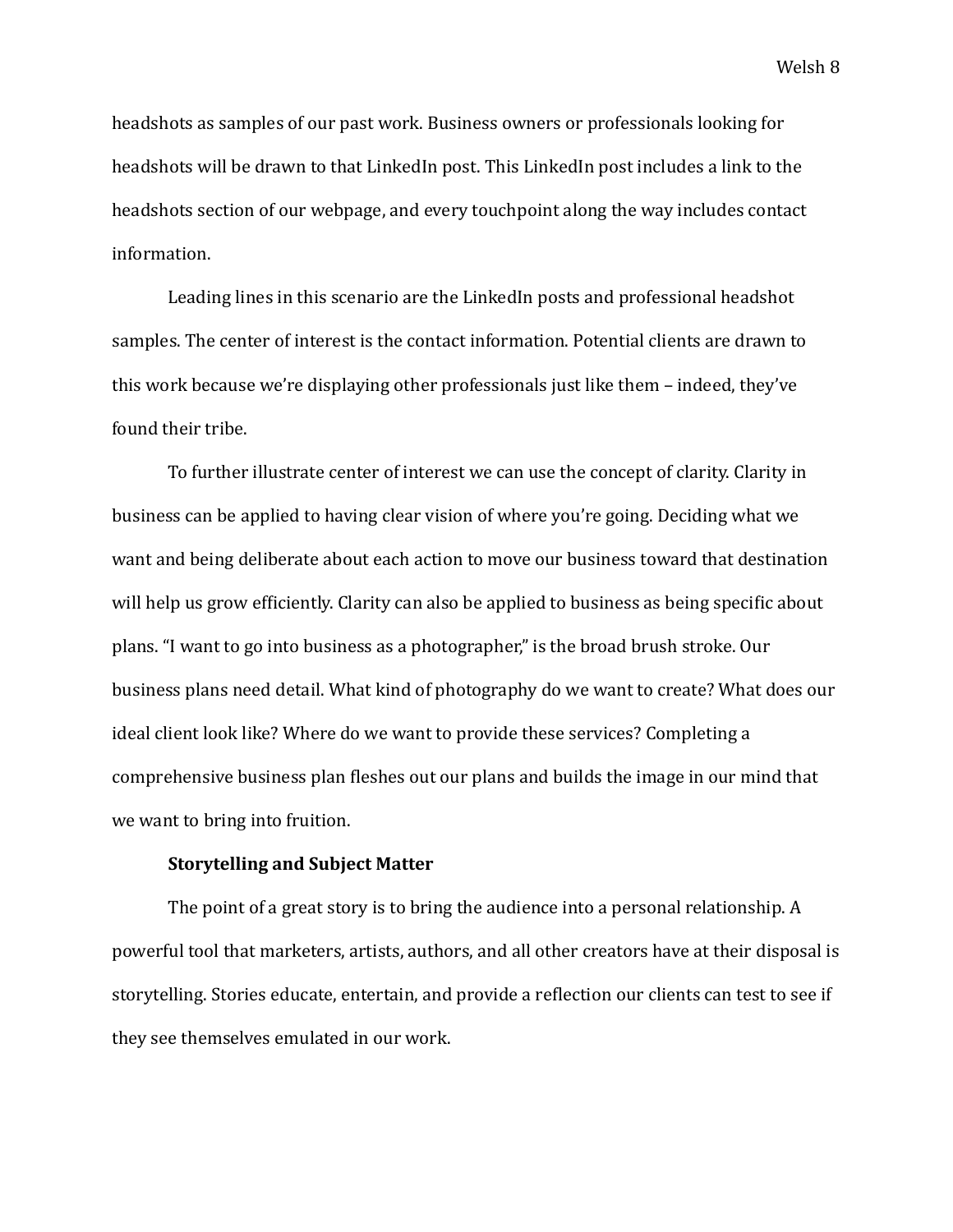headshots as samples of our past work. Business owners or professionals looking for headshots will be drawn to that LinkedIn post. This LinkedIn post includes a link to the headshots section of our webpage, and every touchpoint along the way includes contact information.

Leading lines in this scenario are the LinkedIn posts and professional headshot samples. The center of interest is the contact information. Potential clients are drawn to this work because we're displaying other professionals just like them – indeed, they've found their tribe.

To further illustrate center of interest we can use the concept of clarity. Clarity in business can be applied to having clear vision of where you're going. Deciding what we want and being deliberate about each action to move our business toward that destination will help us grow efficiently. Clarity can also be applied to business as being specific about plans. "I want to go into business as a photographer," is the broad brush stroke. Our business plans need detail. What kind of photography do we want to create? What does our ideal client look like? Where do we want to provide these services? Completing a comprehensive business plan fleshes out our plans and builds the image in our mind that we want to bring into fruition.

**Storytelling and Subject Matter**

The point of a great story is to bring the audience into a personal relationship. A powerful tool that marketers, artists, authors, and all other creators have at their disposal is storytelling. Stories educate, entertain, and provide a reflection our clients can test to see if they see themselves emulated in our work.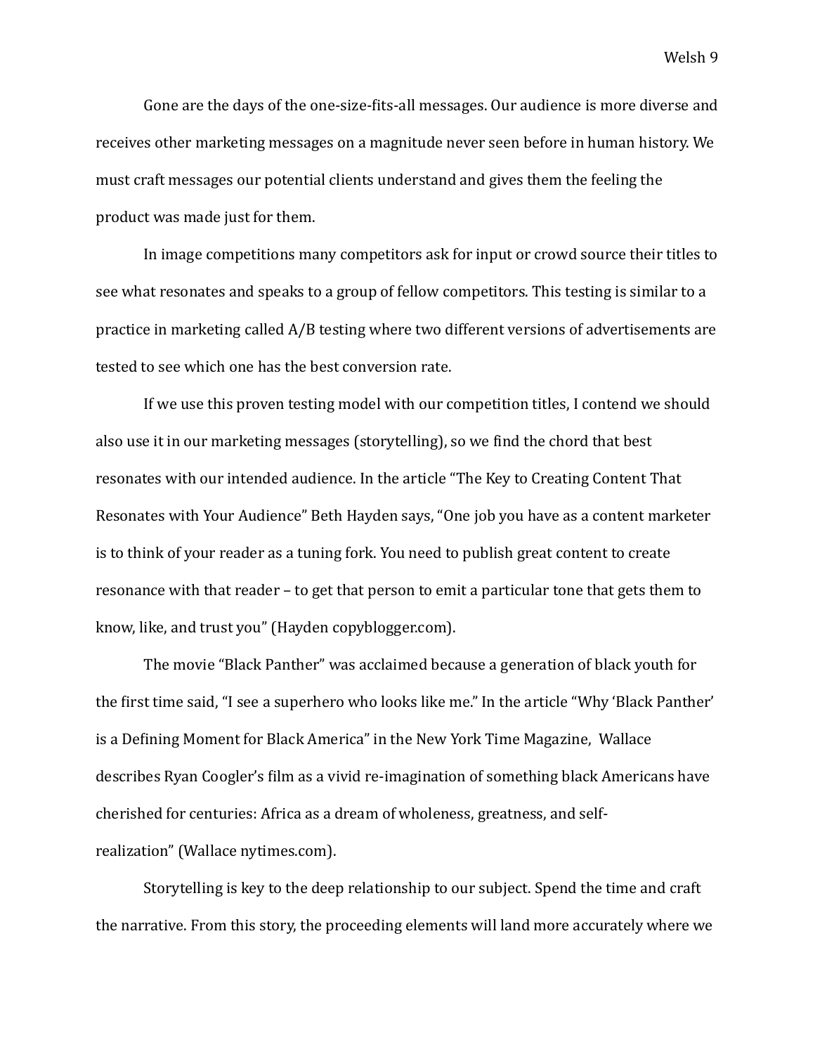Gone are the days of the one-size-fits-all messages. Our audience is more diverse and receives other marketing messages on a magnitude never seen before in human history. We must craft messages our potential clients understand and gives them the feeling the product was made just for them.

In image competitions many competitors ask for input or crowd source their titles to see what resonates and speaks to a group of fellow competitors. This testing is similar to a practice in marketing called A/B testing where two different versions of advertisements are tested to see which one has the best conversion rate.

If we use this proven testing model with our competition titles, I contend we should also use it in our marketing messages (storytelling), so we find the chord that best resonates with our intended audience. In the article "The Key to Creating Content That Resonates with Your Audience" Beth Hayden says, "One job you have as a content marketer is to think of your reader as a tuning fork. You need to publish great content to create resonance with that reader – to get that person to emit a particular tone that gets them to know, like, and trust you" (Hayden copyblogger.com).

The movie "Black Panther" was acclaimed because a generation of black youth for the first time said, "I see a superhero who looks like me." In the article "Why 'Black Panther' is a Defining Moment for Black America" in the New York Time Magazine, Wallace describes Ryan Coogler's film as a vivid re-imagination of something black Americans have cherished for centuries: Africa as a dream of wholeness, greatness, and self-realization" (Wallace nytimes.com).

Storytelling is key to the deep relationship to our subject. Spend the time and craft the narrative. From this story, the proceeding elements will land more accurately where we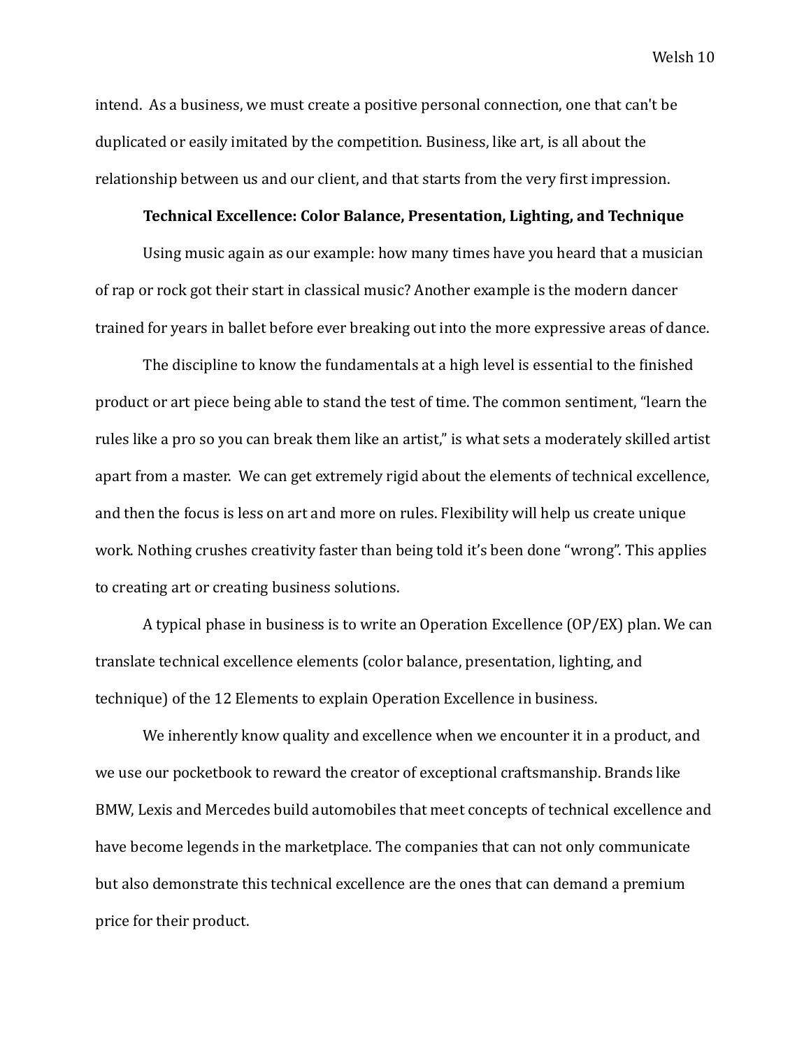intend. As a business, we must create a positive personal connection, one that can't be duplicated or easily imitated by the competition. Business, like art, is all about the relationship between us and our client, and that starts from the very first impression.

### Technical Excellence: Color Balance, Presentation, Lighting, and Technique

Using music again as our example: how many times have you heard that a musician of rap or rock got their start in classical music? Another example is the modern dancer trained for years in ballet before ever breaking out into the more expressive areas of dance.

The discipline to know the fundamentals at a high level is essential to the finished product or art piece being able to stand the test of time. The common sentiment, "learn the rules like a pro so you can break them like an artist," is what sets a moderately skilled artist apart from a master. We can get extremely rigid about the elements of technical excellence, and then the focus is less on art and more on rules. Flexibility will help us create unique work. Nothing crushes creativity faster than being told it's been done "wrong". This applies to creating art or creating business solutions.

A typical phase in business is to write an Operation Excellence (OP/EX) plan. We can translate technical excellence elements (color balance, presentation, lighting, and technique) of the 12 Elements to explain Operation Excellence in business.

We inherently know quality and excellence when we encounter it in a product, and we use our pocketbook to reward the creator of exceptional craftsmanship. Brands like BMW, Lexis and Mercedes build automobiles that meet concepts of technical excellence and have become legends in the marketplace. The companies that can not only communicate but also demonstrate this technical excellence are the ones that can demand a premium price for their product.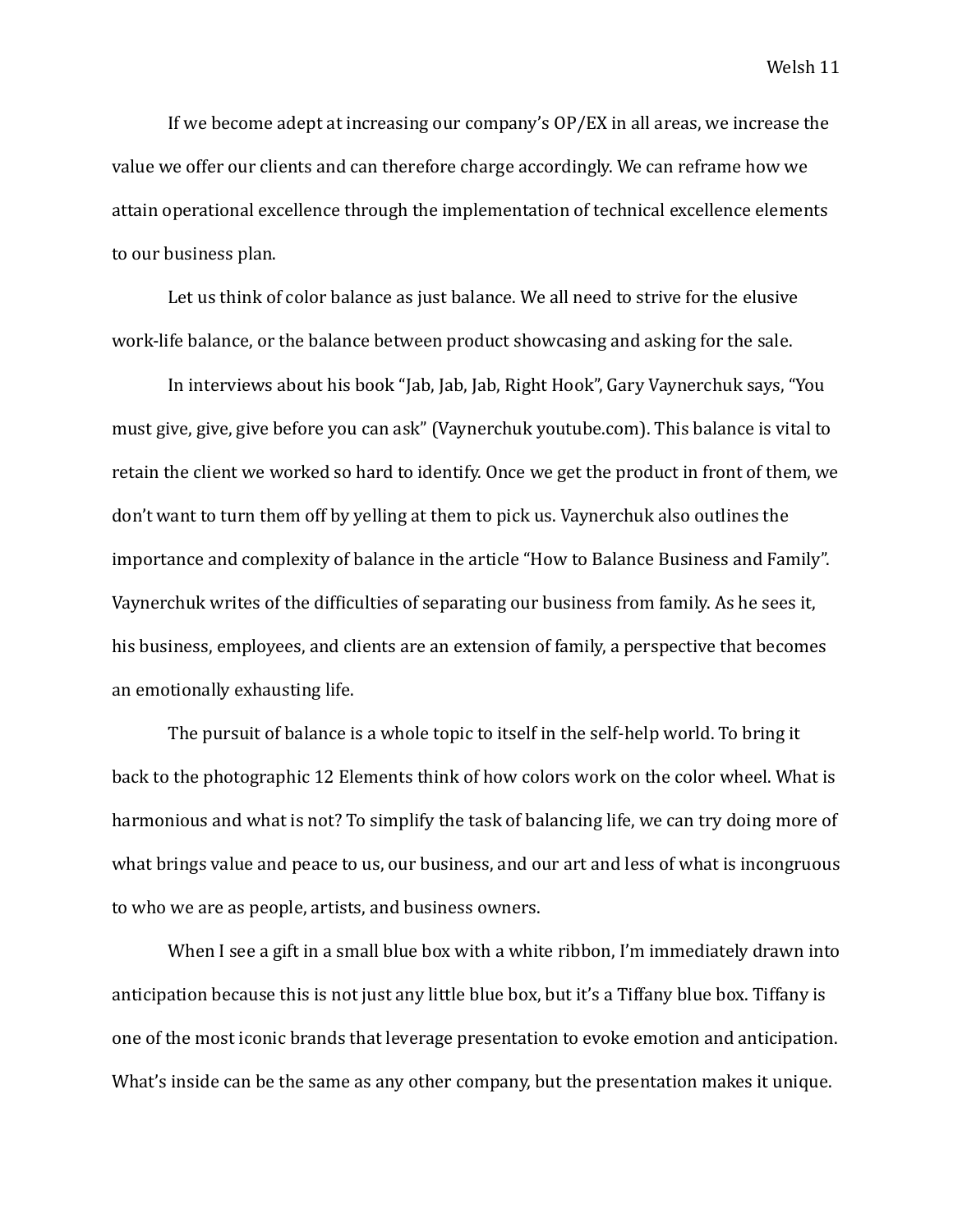If we become adept at increasing our company's OP/EX in all areas, we increase the value we offer our clients and can therefore charge accordingly. We can reframe how we attain operational excellence through the implementation of technical excellence elements to our business plan.

Let us think of color balance as just balance. We all need to strive for the elusive work-life balance, or the balance between product showcasing and asking for the sale.

In interviews about his book "Jab, Jab, Jab, Right Hook", Gary Vaynerchuk says, "You must give, give, give before you can ask" (Vaynerchuk youtube.com). This balance is vital to retain the client we worked so hard to identify. Once we get the product in front of them, we don't want to turn them off by yelling at them to pick us. Vaynerchuk also outlines the importance and complexity of balance in the article "How to Balance Business and Family". Vaynerchuk writes of the difficulties of separating our business from family. As he sees it, his business, employees, and clients are an extension of family, a perspective that becomes an emotionally exhausting life.

The pursuit of balance is a whole topic to itself in the self-help world. To bring it back to the photographic 12 Elements think of how colors work on the color wheel. What is harmonious and what is not? To simplify the task of balancing life, we can try doing more of what brings value and peace to us, our business, and our art and less of what is incongruous to who we are as people, artists, and business owners.

When I see a gift in a small blue box with a white ribbon, I'm immediately drawn into anticipation because this is not just any little blue box, but it's a Tiffany blue box. Tiffany is one of the most iconic brands that leverage presentation to evoke emotion and anticipation. What's inside can be the same as any other company, but the presentation makes it unique.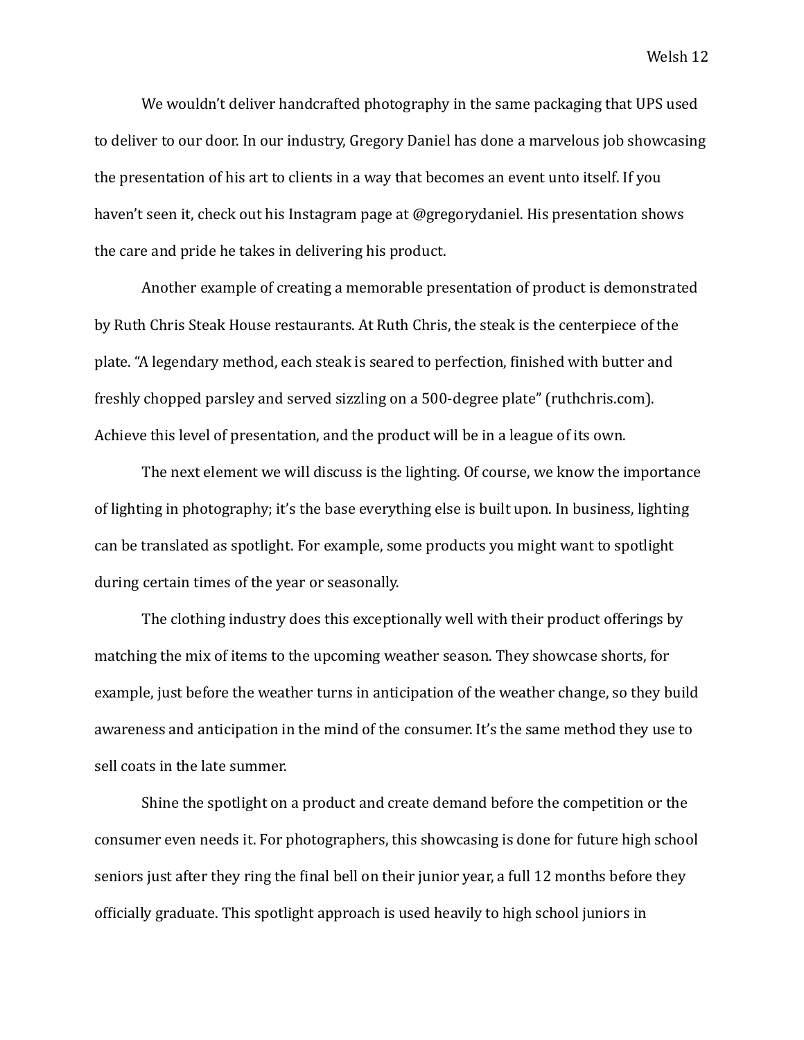We wouldn't deliver handcrafted photography in the same packaging that UPS used to deliver to our door. In our industry, Gregory Daniel has done a marvelous job showcasing the presentation of his art to clients in a way that becomes an event unto itself. If you haven't seen it, check out his Instagram page at @gregorydaniel. His presentation shows the care and pride he takes in delivering his product.

Another example of creating a memorable presentation of product is demonstrated by Ruth Chris Steak House restaurants. At Ruth Chris, the steak is the centerpiece of the plate. "A legendary method, each steak is seared to perfection, finished with butter and freshly chopped parsley and served sizzling on a 500-degree plate" (ruthchris.com). Achieve this level of presentation, and the product will be in a league of its own.

The next element we will discuss is the lighting. Of course, we know the importance of lighting in photography; it's the base everything else is built upon. In business, lighting can be translated as spotlight. For example, some products you might want to spotlight during certain times of the year or seasonally.

The clothing industry does this exceptionally well with their product offerings by matching the mix of items to the upcoming weather season. They showcase shorts, for example, just before the weather turns in anticipation of the weather change, so they build awareness and anticipation in the mind of the consumer. It's the same method they use to sell coats in the late summer.

Shine the spotlight on a product and create demand before the competition or the consumer even needs it. For photographers, this showcasing is done for future high school seniors just after they ring the final bell on their junior year, a full 12 months before they officially graduate. This spotlight approach is used heavily to high school juniors in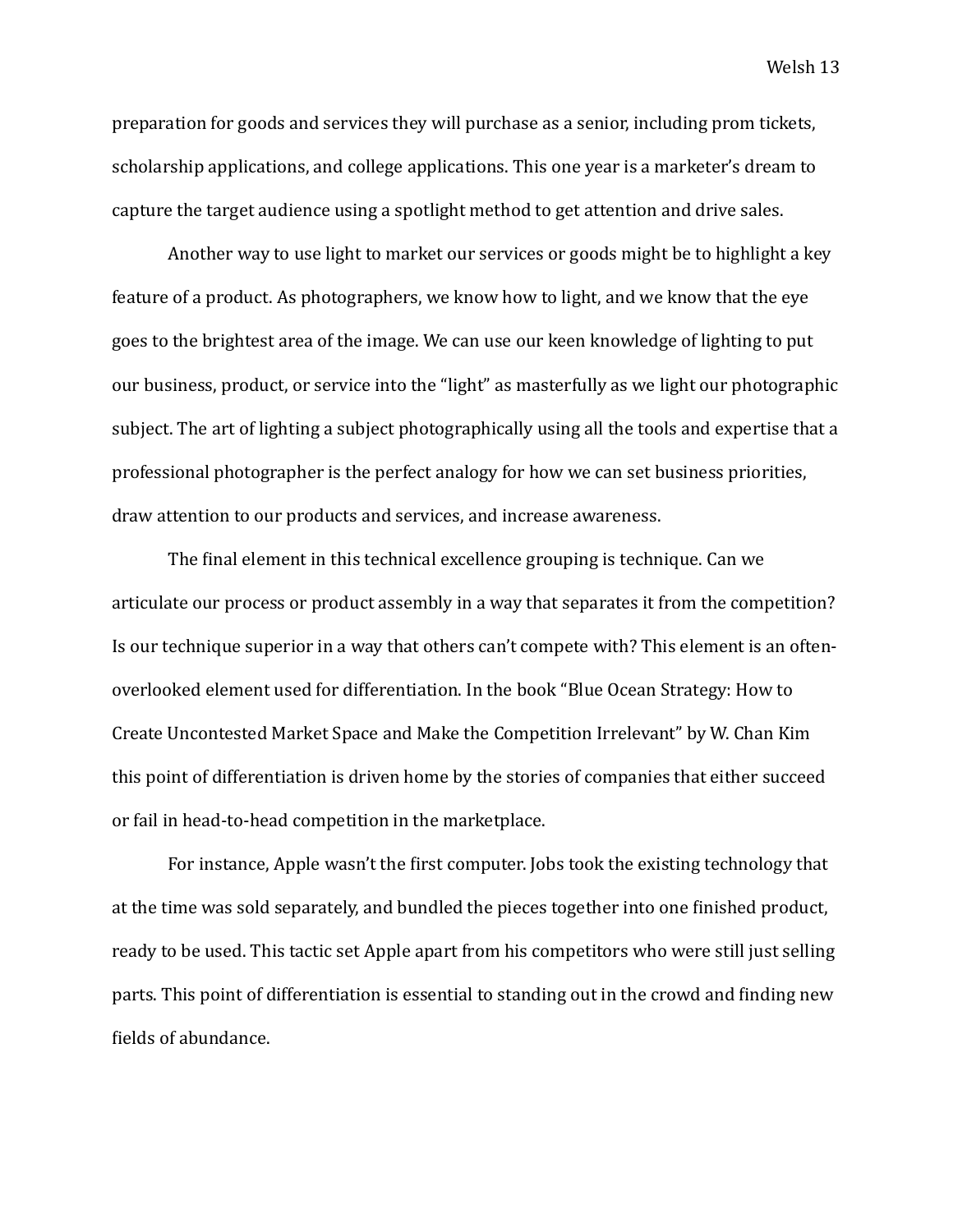preparation for goods and services they will purchase as a senior, including prom tickets, scholarship applications, and college applications. This one year is a marketer's dream to capture the target audience using a spotlight method to get attention and drive sales.

Another way to use light to market our services or goods might be to highlight a key feature of a product. As photographers, we know how to light, and we know that the eye goes to the brightest area of the image. We can use our keen knowledge of lighting to put our business, product, or service into the "light" as masterfully as we light our photographic subject. The art of lighting a subject photographically using all the tools and expertise that a professional photographer is the perfect analogy for how we can set business priorities, draw attention to our products and services, and increase awareness.

The final element in this technical excellence grouping is technique. Can we articulate our process or product assembly in a way that separates it from the competition? Is our technique superior in a way that others can't compete with? This element is an often-overlooked element used for differentiation. In the book "Blue Ocean Strategy: How to Create Uncontested Market Space and Make the Competition Irrelevant" by W. Chan Kim this point of differentiation is driven home by the stories of companies that either succeed or fail in head-to-head competition in the marketplace.

For instance, Apple wasn't the first computer. Jobs took the existing technology that at the time was sold separately, and bundled the pieces together into one finished product, ready to be used. This tactic set Apple apart from his competitors who were still just selling parts. This point of differentiation is essential to standing out in the crowd and finding new fields of abundance.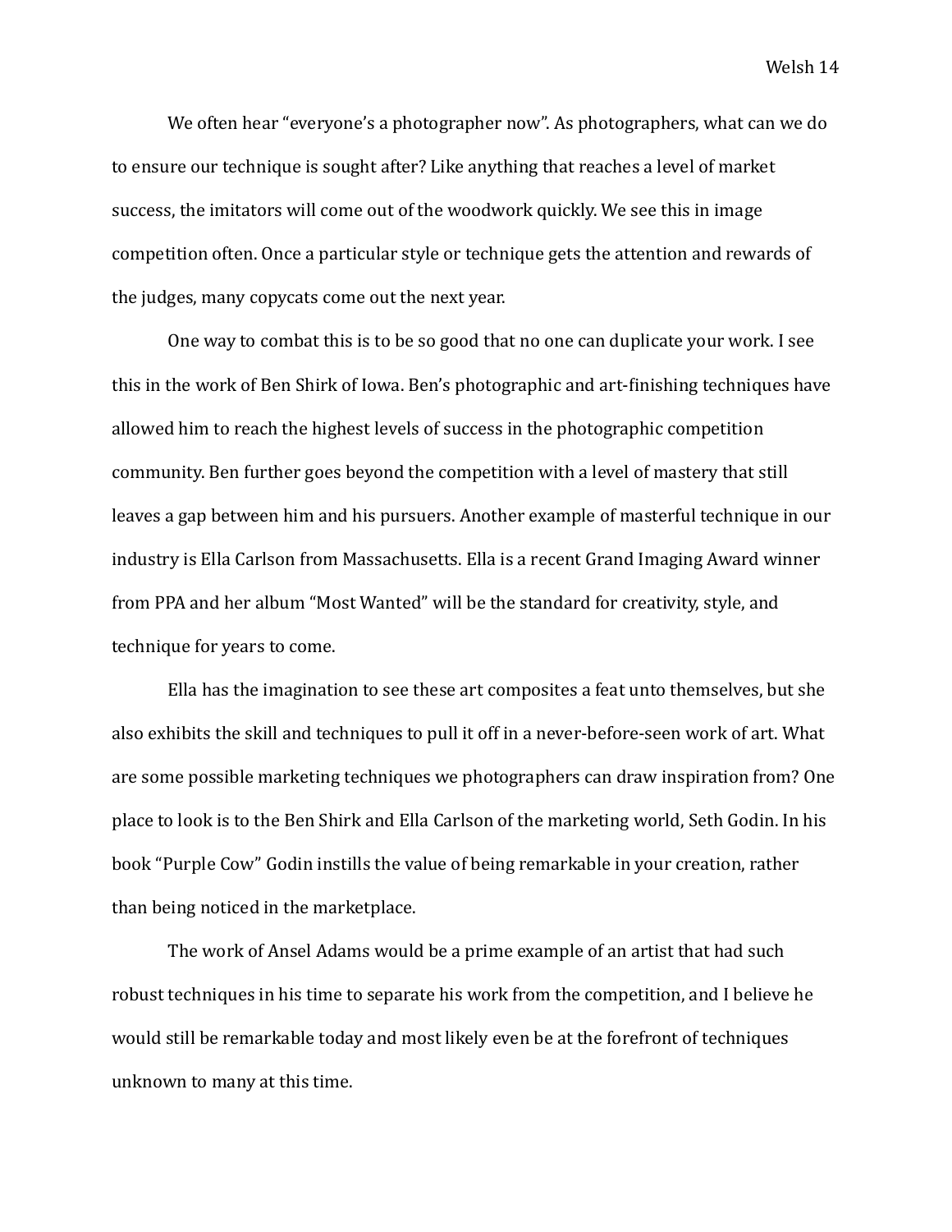We often hear "everyone's a photographer now". As photographers, what can we do to ensure our technique is sought after? Like anything that reaches a level of market success, the imitators will come out of the woodwork quickly. We see this in image competition often. Once a particular style or technique gets the attention and rewards of the judges, many copycats come out the next year.

One way to combat this is to be so good that no one can duplicate your work. I see this in the work of Ben Shirk of Iowa. Ben's photographic and art-finishing techniques have allowed him to reach the highest levels of success in the photographic competition community. Ben further goes beyond the competition with a level of mastery that still leaves a gap between him and his pursuers. Another example of masterful technique in our industry is Ella Carlson from Massachusetts. Ella is a recent Grand Imaging Award winner from PPA and her album "Most Wanted" will be the standard for creativity, style, and technique for years to come.

Ella has the imagination to see these art composites a feat unto themselves, but she also exhibits the skill and techniques to pull it off in a never-before-seen work of art. What are some possible marketing techniques we photographers can draw inspiration from? One place to look is to the Ben Shirk and Ella Carlson of the marketing world, Seth Godin. In his book "Purple Cow" Godin instills the value of being remarkable in your creation, rather than being noticed in the marketplace.

The work of Ansel Adams would be a prime example of an artist that had such robust techniques in his time to separate his work from the competition, and I believe he would still be remarkable today and most likely even be at the forefront of techniques unknown to many at this time.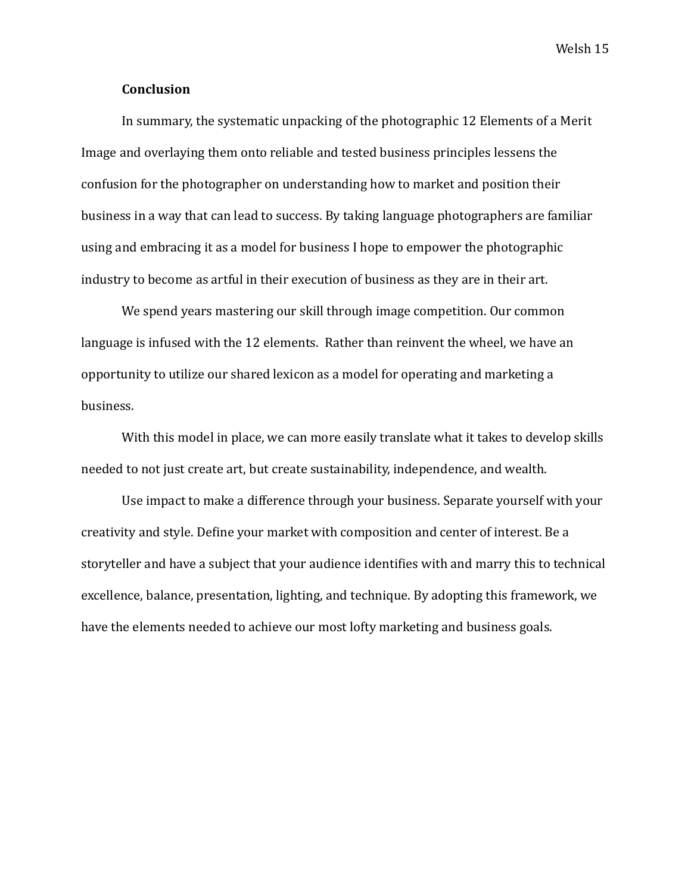## Conclusion

In summary, the systematic unpacking of the photographic 12 Elements of a Merit Image and overlaying them onto reliable and tested business principles lessens the confusion for the photographer on understanding how to market and position their business in a way that can lead to success. By taking language photographers are familiar using and embracing it as a model for business I hope to empower the photographic industry to become as artful in their execution of business as they are in their art.

We spend years mastering our skill through image competition. Our common language is infused with the 12 elements.  Rather than reinvent the wheel, we have an opportunity to utilize our shared lexicon as a model for operating and marketing a business.

With this model in place, we can more easily translate what it takes to develop skills needed to not just create art, but create sustainability, independence, and wealth.

Use impact to make a difference through your business. Separate yourself with your creativity and style. Define your market with composition and center of interest. Be a storyteller and have a subject that your audience identifies with and marry this to technical excellence, balance, presentation, lighting, and technique. By adopting this framework, we have the elements needed to achieve our most lofty marketing and business goals.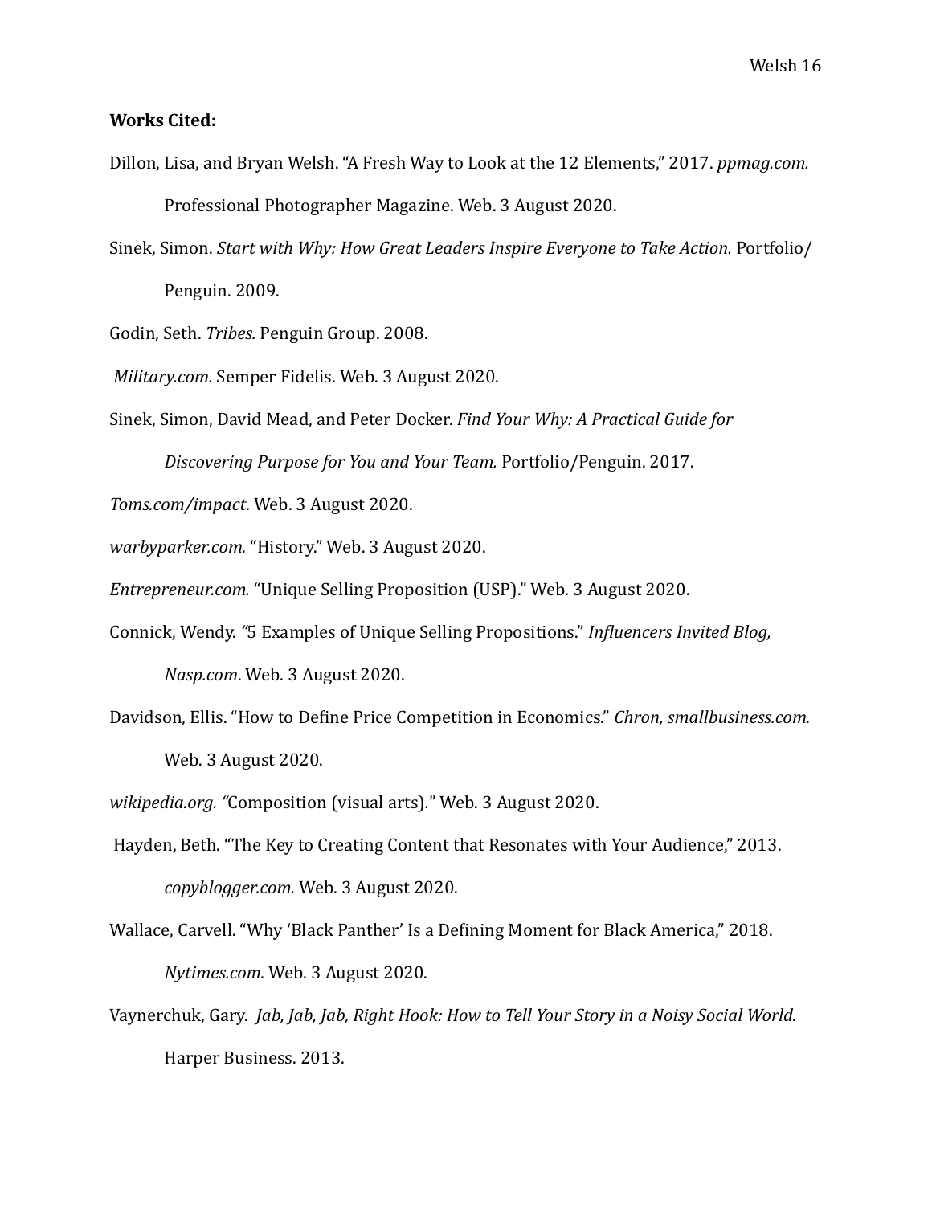**Works Cited:**

Dillon, Lisa, and Bryan Welsh. "A Fresh Way to Look at the 12 Elements," 2017. *ppmag.com.* Professional Photographer Magazine. Web. 3 August 2020.

Sinek, Simon. *Start with Why: How Great Leaders Inspire Everyone to Take Action.* Portfolio/ Penguin. 2009.

Godin, Seth. *Tribes.* Penguin Group. 2008.

*Military.com.* Semper Fidelis. Web. 3 August 2020.

Sinek, Simon, David Mead, and Peter Docker. *Find Your Why: A Practical Guide for Discovering Purpose for You and Your Team.* Portfolio/Penguin. 2017.

*Toms.com/impact*. Web. 3 August 2020.

*warbyparker.com.* "History." Web. 3 August 2020.

*Entrepreneur.com.* "Unique Selling Proposition (USP)." Web. 3 August 2020.

Connick, Wendy. "5 Examples of Unique Selling Propositions." *Influencers Invited Blog, Nasp.com*. Web. 3 August 2020.

Davidson, Ellis. "How to Define Price Competition in Economics." *Chron, smallbusiness.com.* Web. 3 August 2020.

*wikipedia.org.* "Composition (visual arts)." Web. 3 August 2020.

Hayden, Beth. "The Key to Creating Content that Resonates with Your Audience," 2013. *copyblogger.com.* Web. 3 August 2020.

Wallace, Carvell. "Why 'Black Panther' Is a Defining Moment for Black America," 2018. *Nytimes.com.* Web. 3 August 2020.

Vaynerchuk, Gary. *Jab, Jab, Jab, Right Hook: How to Tell Your Story in a Noisy Social World.* Harper Business. 2013.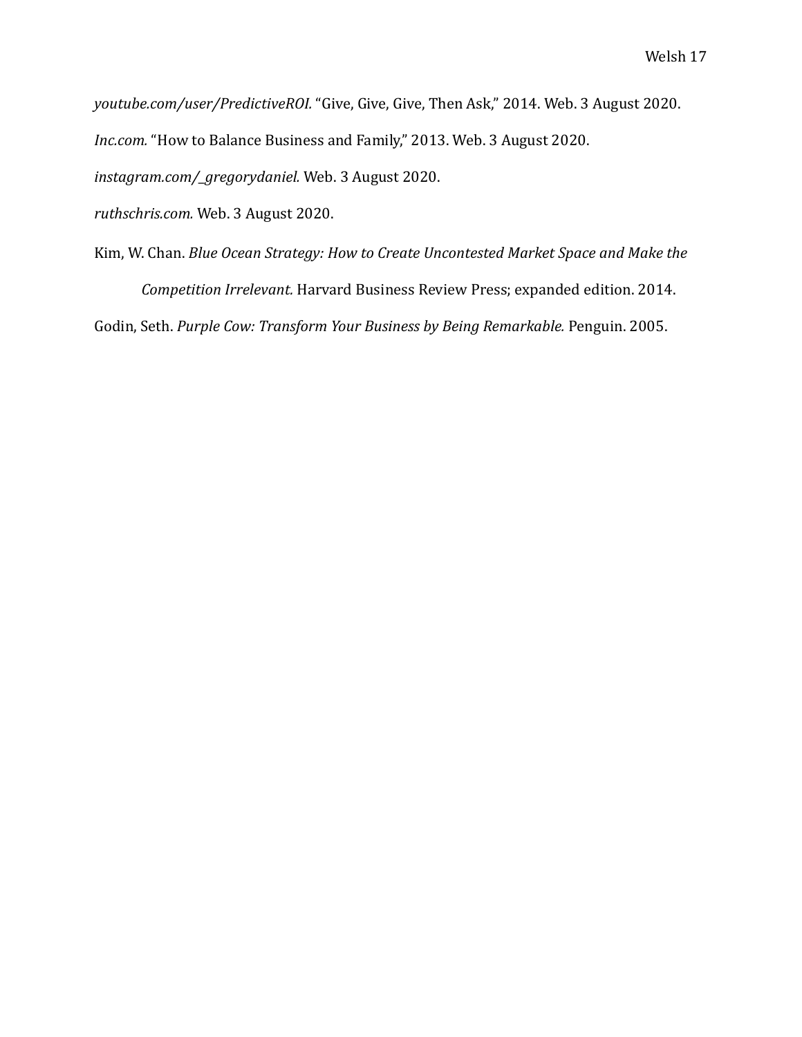*youtube.com/user/PredictiveROI.* “Give, Give, Give, Then Ask,” 2014. Web. 3 August 2020.

*Inc.com.* “How to Balance Business and Family,” 2013. Web. 3 August 2020.

*instagram.com/_gregorydaniel.* Web. 3 August 2020.

*ruthschris.com.* Web. 3 August 2020.

Kim, W. Chan. *Blue Ocean Strategy: How to Create Uncontested Market Space and Make the Competition Irrelevant.* Harvard Business Review Press; expanded edition. 2014.

Godin, Seth. *Purple Cow: Transform Your Business by Being Remarkable.* Penguin. 2005.